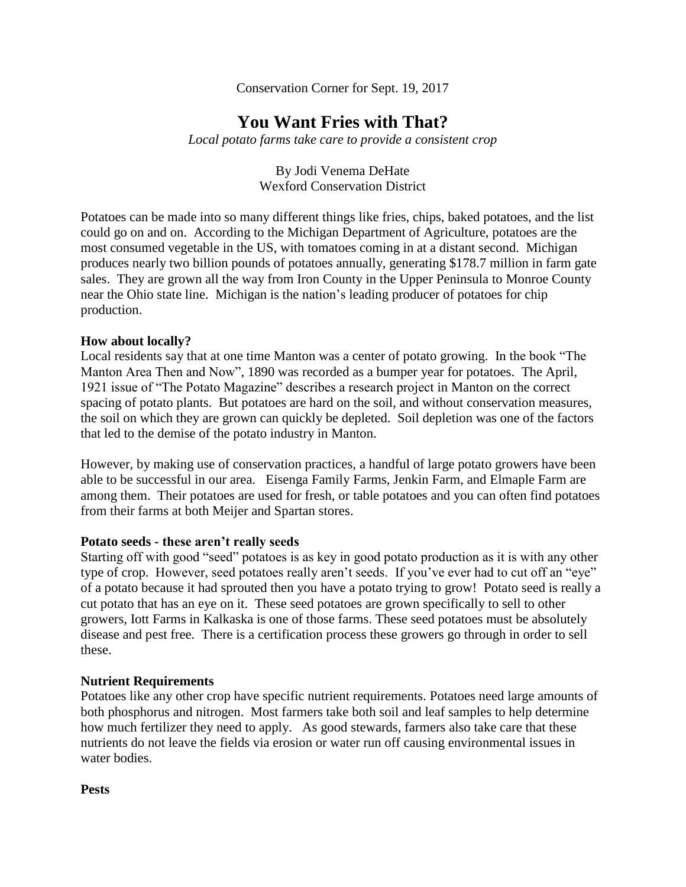Conservation Corner for Sept. 19, 2017

# You Want Fries with That?

*Local potato farms take care to provide a consistent crop*

By Jodi Venema DeHate
Wexford Conservation District

Potatoes can be made into so many different things like fries, chips, baked potatoes, and the list could go on and on. According to the Michigan Department of Agriculture, potatoes are the most consumed vegetable in the US, with tomatoes coming in at a distant second. Michigan produces nearly two billion pounds of potatoes annually, generating $178.7 million in farm gate sales. They are grown all the way from Iron County in the Upper Peninsula to Monroe County near the Ohio state line. Michigan is the nation's leading producer of potatoes for chip production.

**How about locally?**

Local residents say that at one time Manton was a center of potato growing. In the book "The Manton Area Then and Now", 1890 was recorded as a bumper year for potatoes. The April, 1921 issue of "The Potato Magazine" describes a research project in Manton on the correct spacing of potato plants. But potatoes are hard on the soil, and without conservation measures, the soil on which they are grown can quickly be depleted. Soil depletion was one of the factors that led to the demise of the potato industry in Manton.

However, by making use of conservation practices, a handful of large potato growers have been able to be successful in our area. Eisenga Family Farms, Jenkin Farm, and Elmaple Farm are among them. Their potatoes are used for fresh, or table potatoes and you can often find potatoes from their farms at both Meijer and Spartan stores.

**Potato seeds - these aren't really seeds**

Starting off with good "seed" potatoes is as key in good potato production as it is with any other type of crop. However, seed potatoes really aren't seeds. If you've ever had to cut off an "eye" of a potato because it had sprouted then you have a potato trying to grow! Potato seed is really a cut potato that has an eye on it. These seed potatoes are grown specifically to sell to other growers, Iott Farms in Kalkaska is one of those farms. These seed potatoes must be absolutely disease and pest free. There is a certification process these growers go through in order to sell these.

**Nutrient Requirements**

Potatoes like any other crop have specific nutrient requirements. Potatoes need large amounts of both phosphorus and nitrogen. Most farmers take both soil and leaf samples to help determine how much fertilizer they need to apply. As good stewards, farmers also take care that these nutrients do not leave the fields via erosion or water run off causing environmental issues in water bodies.

**Pests**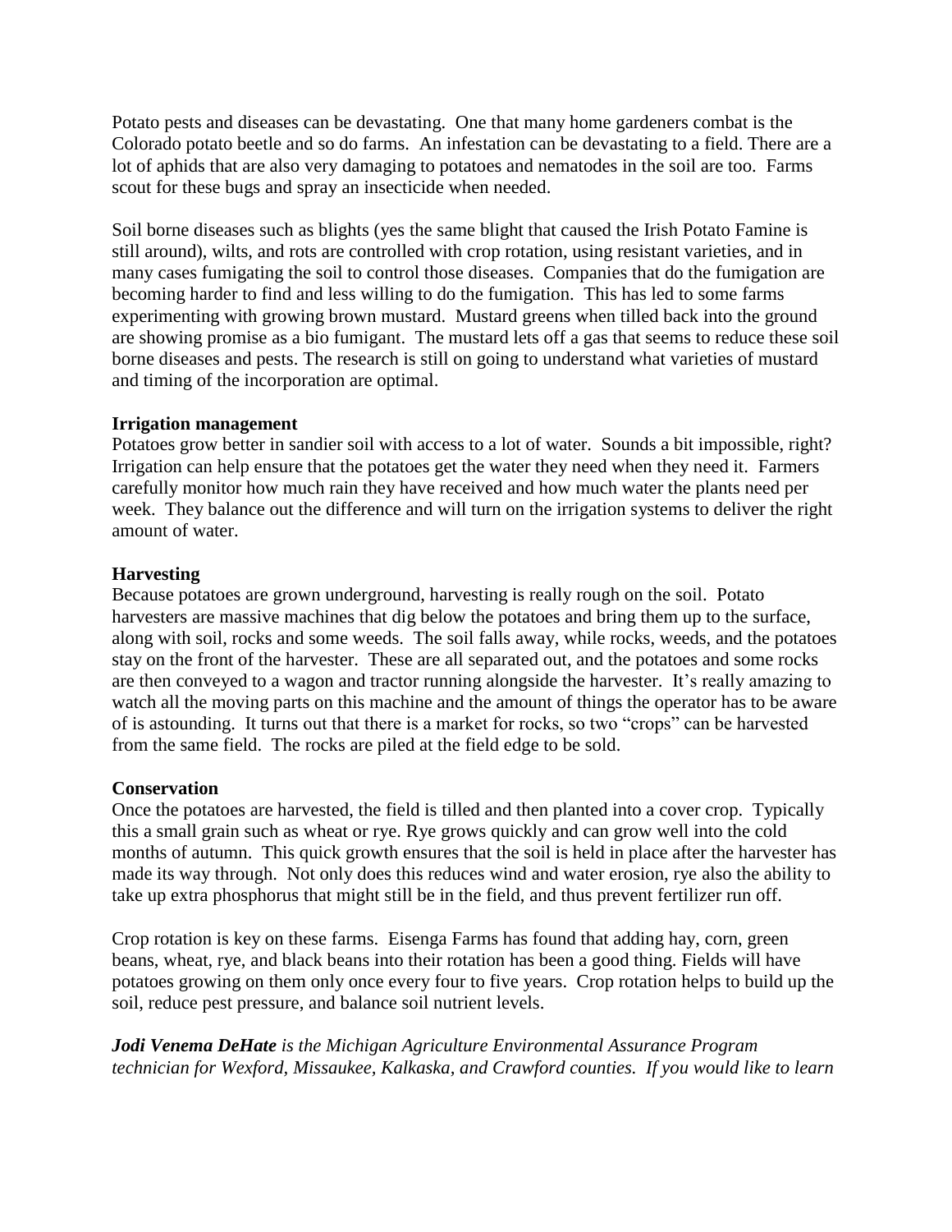Potato pests and diseases can be devastating. One that many home gardeners combat is the Colorado potato beetle and so do farms. An infestation can be devastating to a field. There are a lot of aphids that are also very damaging to potatoes and nematodes in the soil are too. Farms scout for these bugs and spray an insecticide when needed.

Soil borne diseases such as blights (yes the same blight that caused the Irish Potato Famine is still around), wilts, and rots are controlled with crop rotation, using resistant varieties, and in many cases fumigating the soil to control those diseases. Companies that do the fumigation are becoming harder to find and less willing to do the fumigation. This has led to some farms experimenting with growing brown mustard. Mustard greens when tilled back into the ground are showing promise as a bio fumigant. The mustard lets off a gas that seems to reduce these soil borne diseases and pests. The research is still on going to understand what varieties of mustard and timing of the incorporation are optimal.

**Irrigation management**

Potatoes grow better in sandier soil with access to a lot of water. Sounds a bit impossible, right? Irrigation can help ensure that the potatoes get the water they need when they need it. Farmers carefully monitor how much rain they have received and how much water the plants need per week. They balance out the difference and will turn on the irrigation systems to deliver the right amount of water.

**Harvesting**

Because potatoes are grown underground, harvesting is really rough on the soil. Potato harvesters are massive machines that dig below the potatoes and bring them up to the surface, along with soil, rocks and some weeds. The soil falls away, while rocks, weeds, and the potatoes stay on the front of the harvester. These are all separated out, and the potatoes and some rocks are then conveyed to a wagon and tractor running alongside the harvester. It's really amazing to watch all the moving parts on this machine and the amount of things the operator has to be aware of is astounding. It turns out that there is a market for rocks, so two "crops" can be harvested from the same field. The rocks are piled at the field edge to be sold.

**Conservation**

Once the potatoes are harvested, the field is tilled and then planted into a cover crop. Typically this a small grain such as wheat or rye. Rye grows quickly and can grow well into the cold months of autumn. This quick growth ensures that the soil is held in place after the harvester has made its way through. Not only does this reduces wind and water erosion, rye also the ability to take up extra phosphorus that might still be in the field, and thus prevent fertilizer run off.

Crop rotation is key on these farms. Eisenga Farms has found that adding hay, corn, green beans, wheat, rye, and black beans into their rotation has been a good thing. Fields will have potatoes growing on them only once every four to five years. Crop rotation helps to build up the soil, reduce pest pressure, and balance soil nutrient levels.

***Jodi Venema DeHate*** *is the Michigan Agriculture Environmental Assurance Program technician for Wexford, Missaukee, Kalkaska, and Crawford counties. If you would like to learn*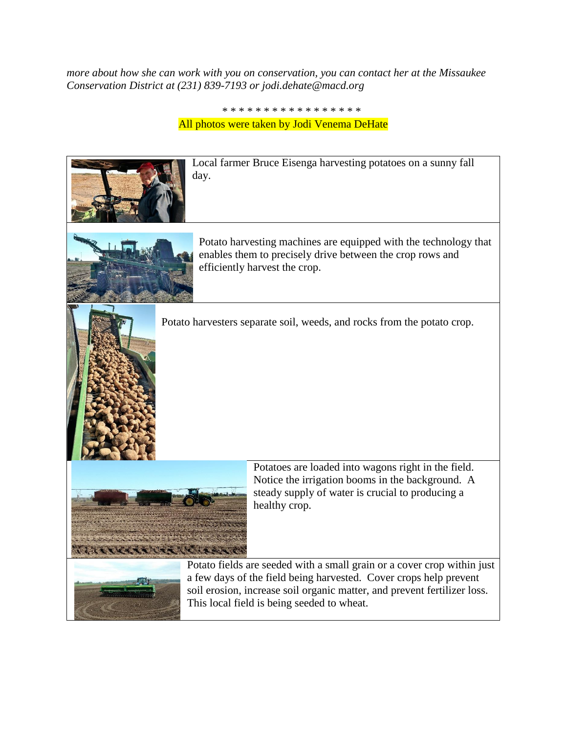*more about how she can work with you on conservation, you can contact her at the Missaukee Conservation District at (231) 839-7193 or jodi.dehate@macd.org*

* * * * * * * * * * * * * * * * *

All photos were taken by Jodi Venema DeHate

Local farmer Bruce Eisenga harvesting potatoes on a sunny fall day.

Potato harvesting machines are equipped with the technology that enables them to precisely drive between the crop rows and efficiently harvest the crop.

Potato harvesters separate soil, weeds, and rocks from the potato crop.

Potatoes are loaded into wagons right in the field. Notice the irrigation booms in the background. A steady supply of water is crucial to producing a healthy crop.

Potato fields are seeded with a small grain or a cover crop within just a few days of the field being harvested. Cover crops help prevent soil erosion, increase soil organic matter, and prevent fertilizer loss. This local field is being seeded to wheat.